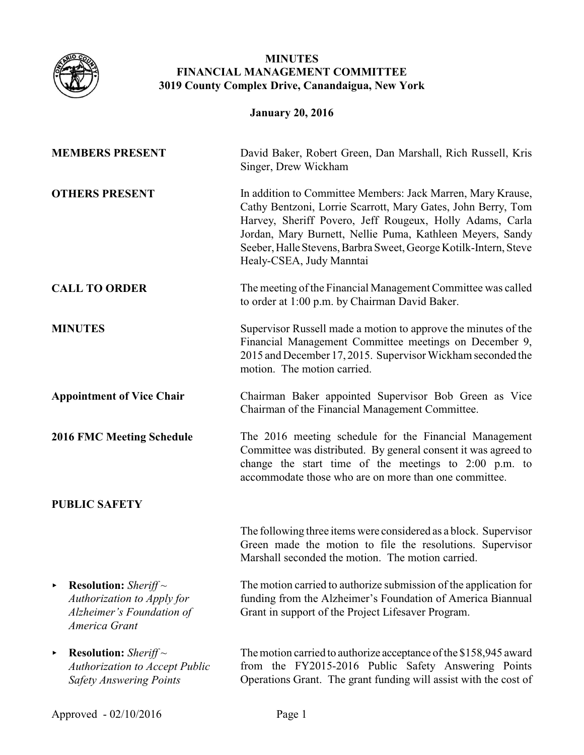# MINUTES
# FINANCIAL MANAGEMENT COMMITTEE
## 3019 County Complex Drive, Canandaigua, New York

**January 20, 2016**

**MEMBERS PRESENT** David Baker, Robert Green, Dan Marshall, Rich Russell, Kris Singer, Drew Wickham

**OTHERS PRESENT** In addition to Committee Members: Jack Marren, Mary Krause, Cathy Bentzoni, Lorrie Scarrott, Mary Gates, John Berry, Tom Harvey, Sheriff Povero, Jeff Rougeux, Holly Adams, Carla Jordan, Mary Burnett, Nellie Puma, Kathleen Meyers, Sandy Seeber, Halle Stevens, Barbra Sweet, George Kotilk-Intern, Steve Healy-CSEA, Judy Manntai

**CALL TO ORDER** The meeting of the Financial Management Committee was called to order at 1:00 p.m. by Chairman David Baker.

**MINUTES** Supervisor Russell made a motion to approve the minutes of the Financial Management Committee meetings on December 9, 2015 and December 17, 2015. Supervisor Wickham seconded the motion. The motion carried.

**Appointment of Vice Chair** Chairman Baker appointed Supervisor Bob Green as Vice Chairman of the Financial Management Committee.

**2016 FMC Meeting Schedule** The 2016 meeting schedule for the Financial Management Committee was distributed. By general consent it was agreed to change the start time of the meetings to 2:00 p.m. to accommodate those who are on more than one committee.

**PUBLIC SAFETY**

The following three items were considered as a block. Supervisor Green made the motion to file the resolutions. Supervisor Marshall seconded the motion. The motion carried.

- **Resolution:** *Sheriff ~ Authorization to Apply for Alzheimer's Foundation of America Grant*

  The motion carried to authorize submission of the application for funding from the Alzheimer's Foundation of America Biannual Grant in support of the Project Lifesaver Program.

- **Resolution:** *Sheriff ~ Authorization to Accept Public Safety Answering Points*

  The motion carried to authorize acceptance of the $158,945 award from the FY2015-2016 Public Safety Answering Points Operations Grant. The grant funding will assist with the cost of

Approved - 02/10/2016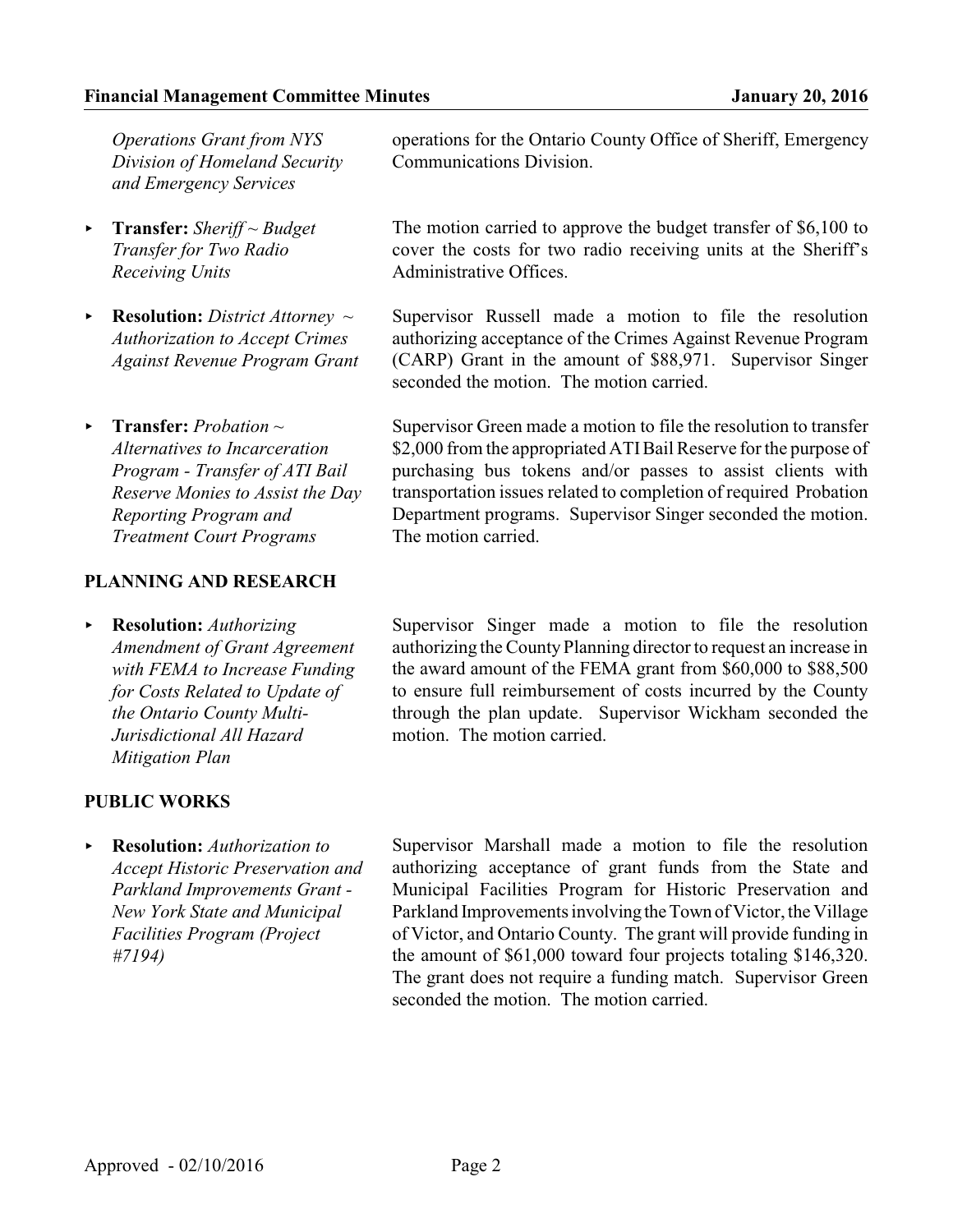*Operations Grant from NYS Division of Homeland Security and Emergency Services*

operations for the Ontario County Office of Sheriff, Emergency Communications Division.

- **Transfer:** *Sheriff ~ Budget Transfer for Two Radio Receiving Units*

  The motion carried to approve the budget transfer of $6,100 to cover the costs for two radio receiving units at the Sheriff's Administrative Offices.

- **Resolution:** *District Attorney ~ Authorization to Accept Crimes Against Revenue Program Grant*

  Supervisor Russell made a motion to file the resolution authorizing acceptance of the Crimes Against Revenue Program (CARP) Grant in the amount of $88,971. Supervisor Singer seconded the motion. The motion carried.

- **Transfer:** *Probation ~ Alternatives to Incarceration Program - Transfer of ATI Bail Reserve Monies to Assist the Day Reporting Program and Treatment Court Programs*

  Supervisor Green made a motion to file the resolution to transfer $2,000 from the appropriated ATI Bail Reserve for the purpose of purchasing bus tokens and/or passes to assist clients with transportation issues related to completion of required Probation Department programs. Supervisor Singer seconded the motion. The motion carried.

**PLANNING AND RESEARCH**

- **Resolution:** *Authorizing Amendment of Grant Agreement with FEMA to Increase Funding for Costs Related to Update of the Ontario County Multi-Jurisdictional All Hazard Mitigation Plan*

  Supervisor Singer made a motion to file the resolution authorizing the County Planning director to request an increase in the award amount of the FEMA grant from $60,000 to $88,500 to ensure full reimbursement of costs incurred by the County through the plan update. Supervisor Wickham seconded the motion. The motion carried.

**PUBLIC WORKS**

- **Resolution:** *Authorization to Accept Historic Preservation and Parkland Improvements Grant - New York State and Municipal Facilities Program (Project #7194)*

  Supervisor Marshall made a motion to file the resolution authorizing acceptance of grant funds from the State and Municipal Facilities Program for Historic Preservation and Parkland Improvements involving the Town of Victor, the Village of Victor, and Ontario County. The grant will provide funding in the amount of $61,000 toward four projects totaling $146,320. The grant does not require a funding match. Supervisor Green seconded the motion. The motion carried.

Approved - 02/10/2016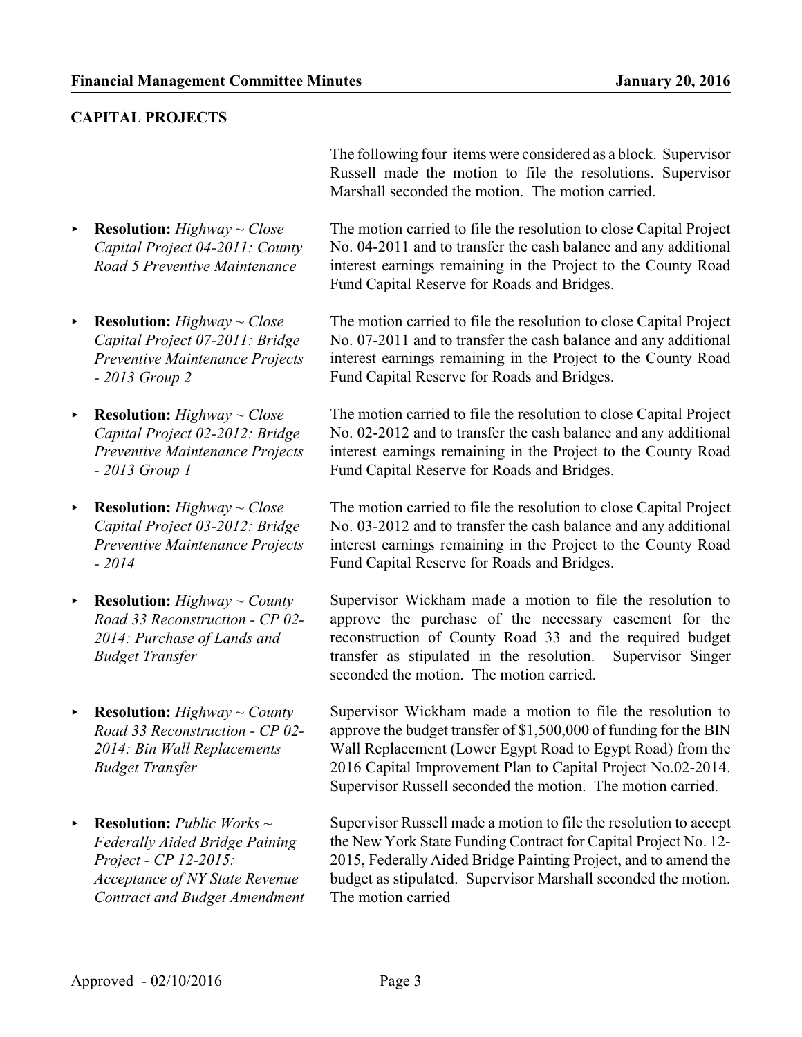## CAPITAL PROJECTS

The following four items were considered as a block. Supervisor Russell made the motion to file the resolutions. Supervisor Marshall seconded the motion. The motion carried.

- **Resolution:** *Highway ~ Close Capital Project 04-2011: County Road 5 Preventive Maintenance*

  The motion carried to file the resolution to close Capital Project No. 04-2011 and to transfer the cash balance and any additional interest earnings remaining in the Project to the County Road Fund Capital Reserve for Roads and Bridges.

- **Resolution:** *Highway ~ Close Capital Project 07-2011: Bridge Preventive Maintenance Projects - 2013 Group 2*

  The motion carried to file the resolution to close Capital Project No. 07-2011 and to transfer the cash balance and any additional interest earnings remaining in the Project to the County Road Fund Capital Reserve for Roads and Bridges.

- **Resolution:** *Highway ~ Close Capital Project 02-2012: Bridge Preventive Maintenance Projects - 2013 Group 1*

  The motion carried to file the resolution to close Capital Project No. 02-2012 and to transfer the cash balance and any additional interest earnings remaining in the Project to the County Road Fund Capital Reserve for Roads and Bridges.

- **Resolution:** *Highway ~ Close Capital Project 03-2012: Bridge Preventive Maintenance Projects - 2014*

  The motion carried to file the resolution to close Capital Project No. 03-2012 and to transfer the cash balance and any additional interest earnings remaining in the Project to the County Road Fund Capital Reserve for Roads and Bridges.

- **Resolution:** *Highway ~ County Road 33 Reconstruction - CP 02-2014: Purchase of Lands and Budget Transfer*

  Supervisor Wickham made a motion to file the resolution to approve the purchase of the necessary easement for the reconstruction of County Road 33 and the required budget transfer as stipulated in the resolution. Supervisor Singer seconded the motion. The motion carried.

- **Resolution:** *Highway ~ County Road 33 Reconstruction - CP 02-2014: Bin Wall Replacements Budget Transfer*

  Supervisor Wickham made a motion to file the resolution to approve the budget transfer of $1,500,000 of funding for the BIN Wall Replacement (Lower Egypt Road to Egypt Road) from the 2016 Capital Improvement Plan to Capital Project No.02-2014. Supervisor Russell seconded the motion. The motion carried.

- **Resolution:** *Public Works ~ Federally Aided Bridge Paining Project - CP 12-2015: Acceptance of NY State Revenue Contract and Budget Amendment*

  Supervisor Russell made a motion to file the resolution to accept the New York State Funding Contract for Capital Project No. 12-2015, Federally Aided Bridge Painting Project, and to amend the budget as stipulated. Supervisor Marshall seconded the motion. The motion carried

Approved - 02/10/2016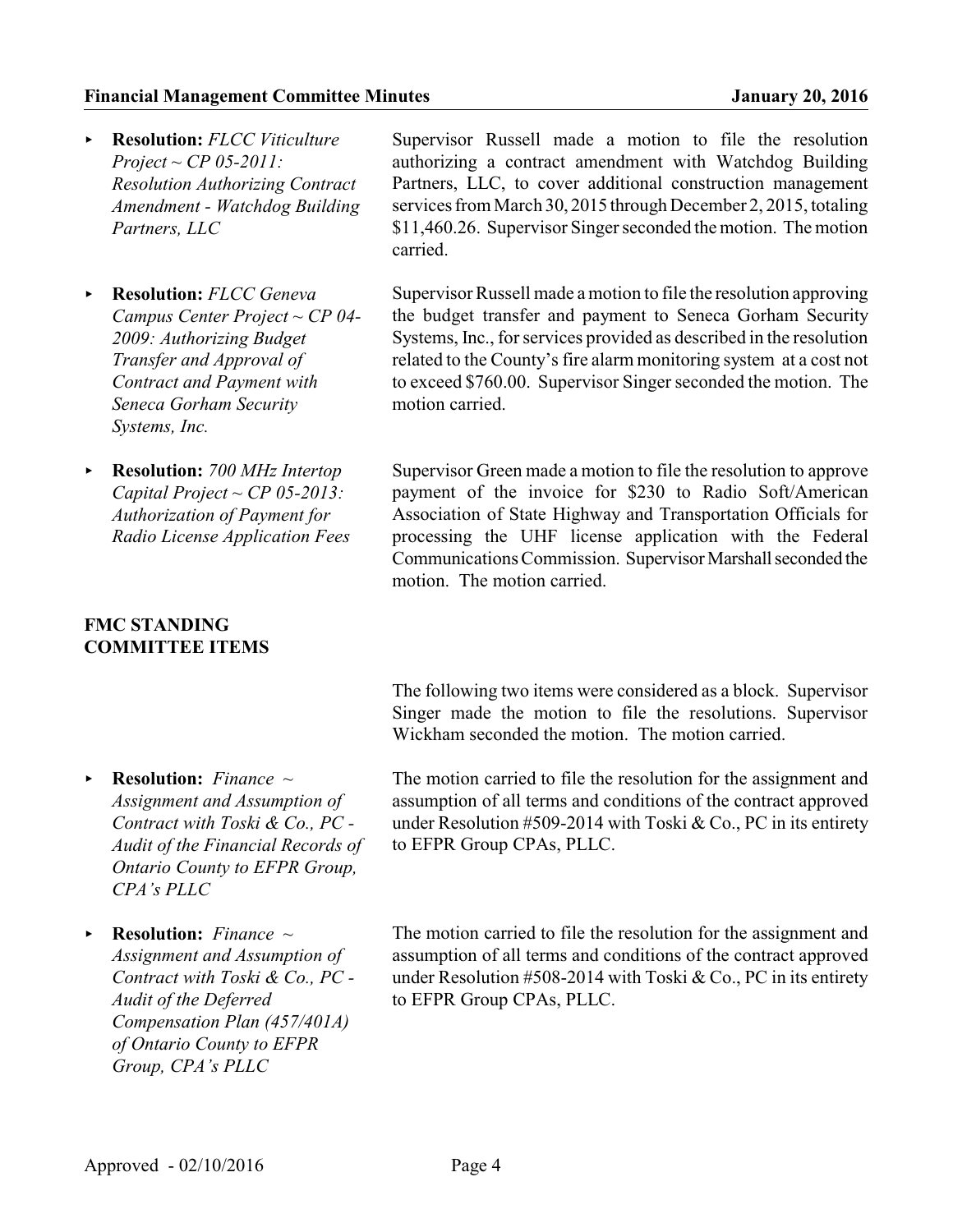- **Resolution:** *FLCC Viticulture Project ~ CP 05-2011: Resolution Authorizing Contract Amendment - Watchdog Building Partners, LLC*

  Supervisor Russell made a motion to file the resolution authorizing a contract amendment with Watchdog Building Partners, LLC, to cover additional construction management services from March 30, 2015 through December 2, 2015, totaling $11,460.26. Supervisor Singer seconded the motion. The motion carried.

- **Resolution:** *FLCC Geneva Campus Center Project ~ CP 04-2009: Authorizing Budget Transfer and Approval of Contract and Payment with Seneca Gorham Security Systems, Inc.*

  Supervisor Russell made a motion to file the resolution approving the budget transfer and payment to Seneca Gorham Security Systems, Inc., for services provided as described in the resolution related to the County's fire alarm monitoring system at a cost not to exceed $760.00. Supervisor Singer seconded the motion. The motion carried.

- **Resolution:** *700 MHz Intertop Capital Project ~ CP 05-2013: Authorization of Payment for Radio License Application Fees*

  Supervisor Green made a motion to file the resolution to approve payment of the invoice for $230 to Radio Soft/American Association of State Highway and Transportation Officials for processing the UHF license application with the Federal Communications Commission. Supervisor Marshall seconded the motion. The motion carried.

**FMC STANDING COMMITTEE ITEMS**

The following two items were considered as a block. Supervisor Singer made the motion to file the resolutions. Supervisor Wickham seconded the motion. The motion carried.

- **Resolution:** *Finance ~ Assignment and Assumption of Contract with Toski & Co., PC - Audit of the Financial Records of Ontario County to EFPR Group, CPA's PLLC*

  The motion carried to file the resolution for the assignment and assumption of all terms and conditions of the contract approved under Resolution #509-2014 with Toski & Co., PC in its entirety to EFPR Group CPAs, PLLC.

- **Resolution:** *Finance ~ Assignment and Assumption of Contract with Toski & Co., PC - Audit of the Deferred Compensation Plan (457/401A) of Ontario County to EFPR Group, CPA's PLLC*

  The motion carried to file the resolution for the assignment and assumption of all terms and conditions of the contract approved under Resolution #508-2014 with Toski & Co., PC in its entirety to EFPR Group CPAs, PLLC.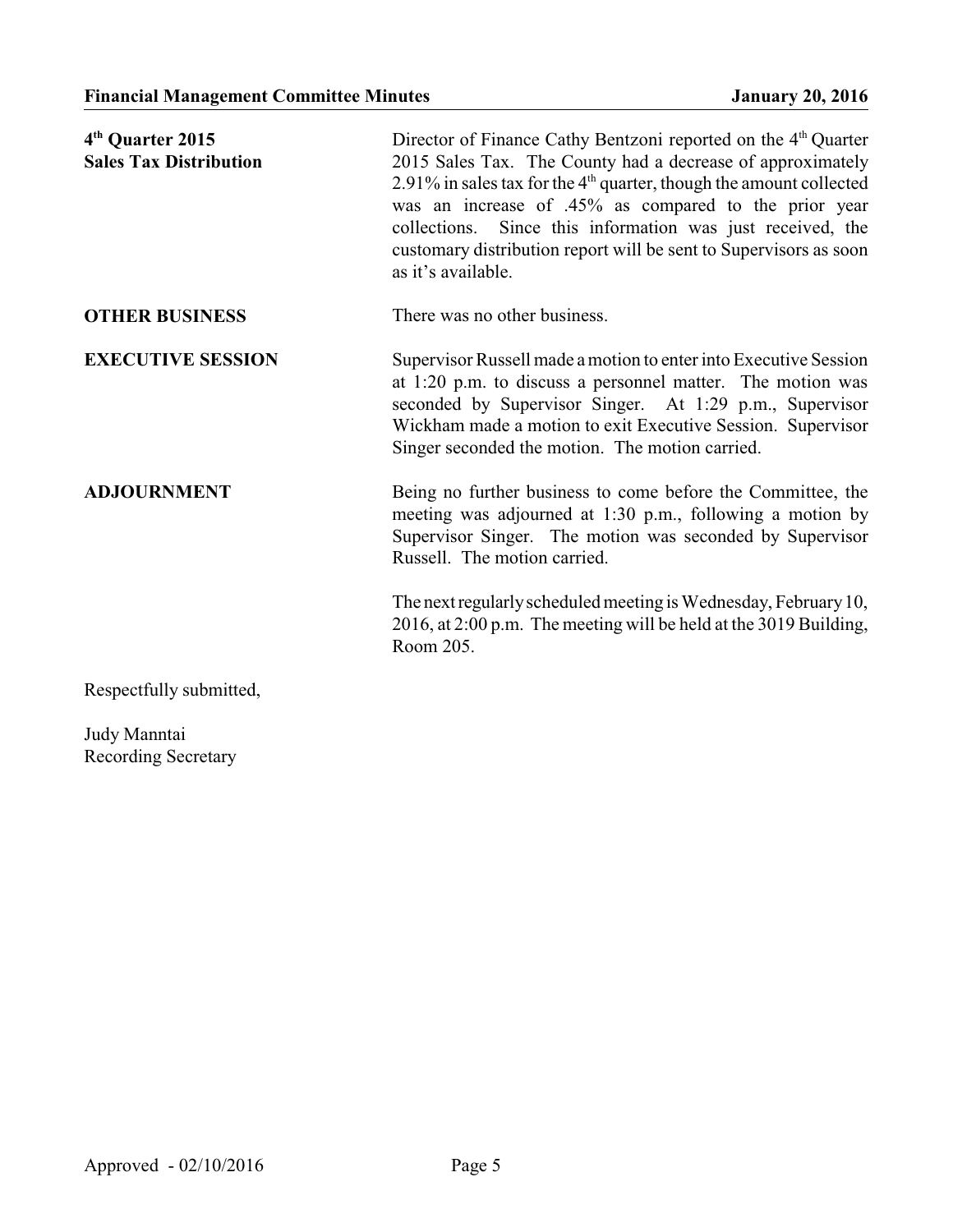**4th Quarter 2015 Sales Tax Distribution**

Director of Finance Cathy Bentzoni reported on the 4th Quarter 2015 Sales Tax. The County had a decrease of approximately 2.91% in sales tax for the 4th quarter, though the amount collected was an increase of .45% as compared to the prior year collections. Since this information was just received, the customary distribution report will be sent to Supervisors as soon as it's available.

**OTHER BUSINESS**

There was no other business.

**EXECUTIVE SESSION**

Supervisor Russell made a motion to enter into Executive Session at 1:20 p.m. to discuss a personnel matter. The motion was seconded by Supervisor Singer. At 1:29 p.m., Supervisor Wickham made a motion to exit Executive Session. Supervisor Singer seconded the motion. The motion carried.

**ADJOURNMENT**

Being no further business to come before the Committee, the meeting was adjourned at 1:30 p.m., following a motion by Supervisor Singer. The motion was seconded by Supervisor Russell. The motion carried.

The next regularly scheduled meeting is Wednesday, February 10, 2016, at 2:00 p.m. The meeting will be held at the 3019 Building, Room 205.

Respectfully submitted,

Judy Manntai
Recording Secretary

Approved - 02/10/2016